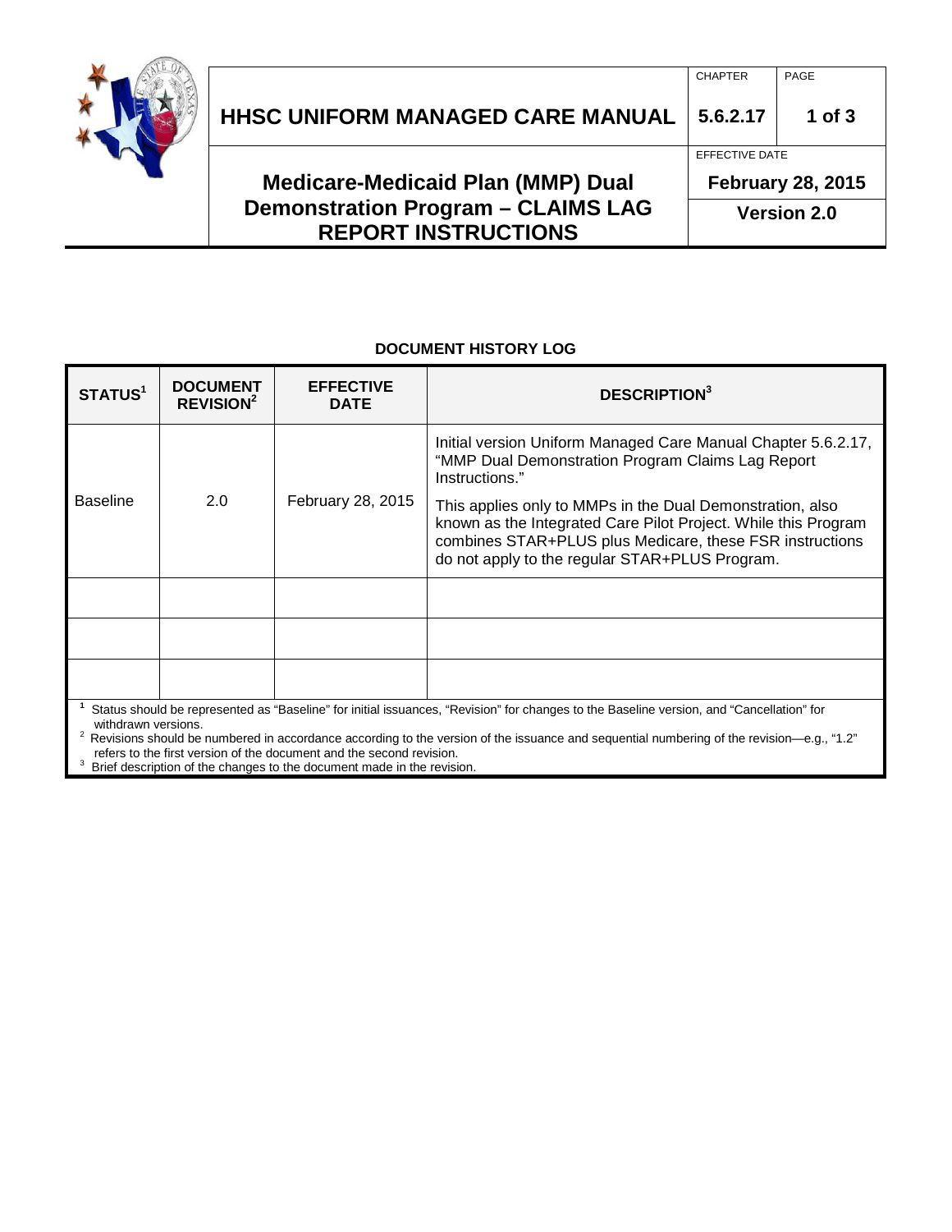# HHSC UNIFORM MANAGED CARE MANUAL

| CHAPTER | PAGE |
|---|---|
| 5.6.2.17 | 1 of 3 |

## Medicare-Medicaid Plan (MMP) Dual Demonstration Program – CLAIMS LAG REPORT INSTRUCTIONS

EFFECTIVE DATE: February 28, 2015

Version 2.0

**DOCUMENT HISTORY LOG**

| STATUS[1] | DOCUMENT REVISION[2] | EFFECTIVE DATE | DESCRIPTION[3] |
|---|---|---|---|
| Baseline | 2.0 | February 28, 2015 | Initial version Uniform Managed Care Manual Chapter 5.6.2.17, "MMP Dual Demonstration Program Claims Lag Report Instructions." This applies only to MMPs in the Dual Demonstration, also known as the Integrated Care Pilot Project. While this Program combines STAR+PLUS plus Medicare, these FSR instructions do not apply to the regular STAR+PLUS Program. |
| | | | |
| | | | |
| | | | |

[1] Status should be represented as "Baseline" for initial issuances, "Revision" for changes to the Baseline version, and "Cancellation" for withdrawn versions.

[2] Revisions should be numbered in accordance according to the version of the issuance and sequential numbering of the revision—e.g., "1.2" refers to the first version of the document and the second revision.

[3] Brief description of the changes to the document made in the revision.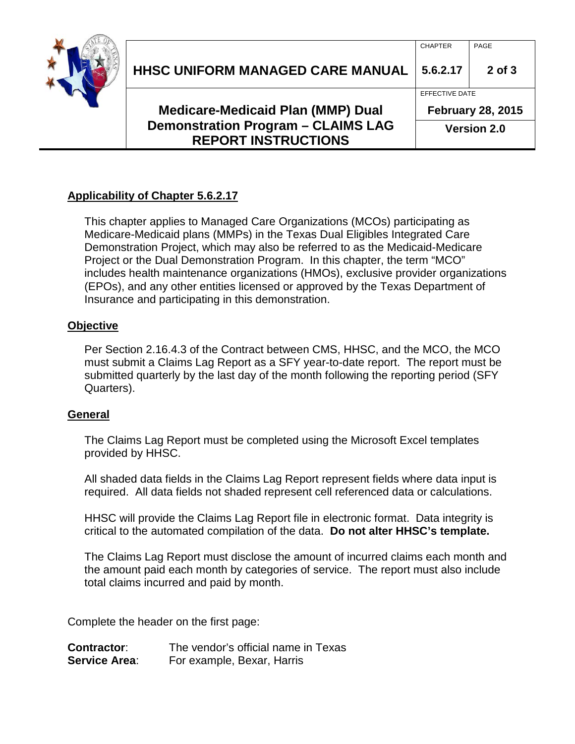**Applicability of Chapter 5.6.2.17**

This chapter applies to Managed Care Organizations (MCOs) participating as Medicare-Medicaid plans (MMPs) in the Texas Dual Eligibles Integrated Care Demonstration Project, which may also be referred to as the Medicaid-Medicare Project or the Dual Demonstration Program. In this chapter, the term "MCO" includes health maintenance organizations (HMOs), exclusive provider organizations (EPOs), and any other entities licensed or approved by the Texas Department of Insurance and participating in this demonstration.

**Objective**

Per Section 2.16.4.3 of the Contract between CMS, HHSC, and the MCO, the MCO must submit a Claims Lag Report as a SFY year-to-date report. The report must be submitted quarterly by the last day of the month following the reporting period (SFY Quarters).

**General**

The Claims Lag Report must be completed using the Microsoft Excel templates provided by HHSC.

All shaded data fields in the Claims Lag Report represent fields where data input is required. All data fields not shaded represent cell referenced data or calculations.

HHSC will provide the Claims Lag Report file in electronic format. Data integrity is critical to the automated compilation of the data. **Do not alter HHSC's template.**

The Claims Lag Report must disclose the amount of incurred claims each month and the amount paid each month by categories of service. The report must also include total claims incurred and paid by month.

Complete the header on the first page:

**Contractor**: The vendor's official name in Texas
**Service Area**: For example, Bexar, Harris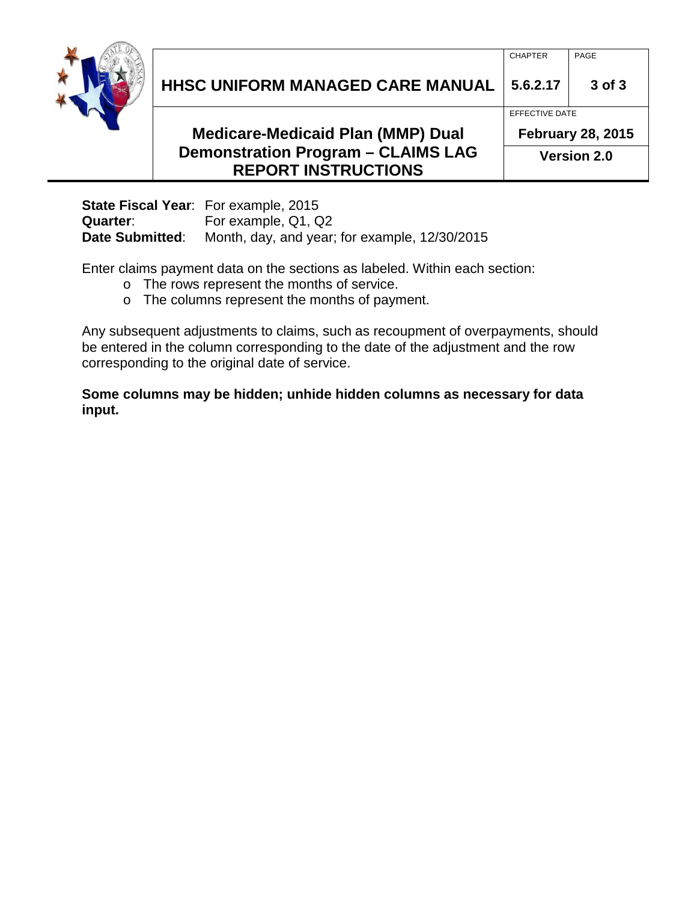**State Fiscal Year**: For example, 2015
**Quarter**: For example, Q1, Q2
**Date Submitted**: Month, day, and year; for example, 12/30/2015

Enter claims payment data on the sections as labeled. Within each section:

- The rows represent the months of service.
- The columns represent the months of payment.

Any subsequent adjustments to claims, such as recoupment of overpayments, should be entered in the column corresponding to the date of the adjustment and the row corresponding to the original date of service.

**Some columns may be hidden; unhide hidden columns as necessary for data input.**